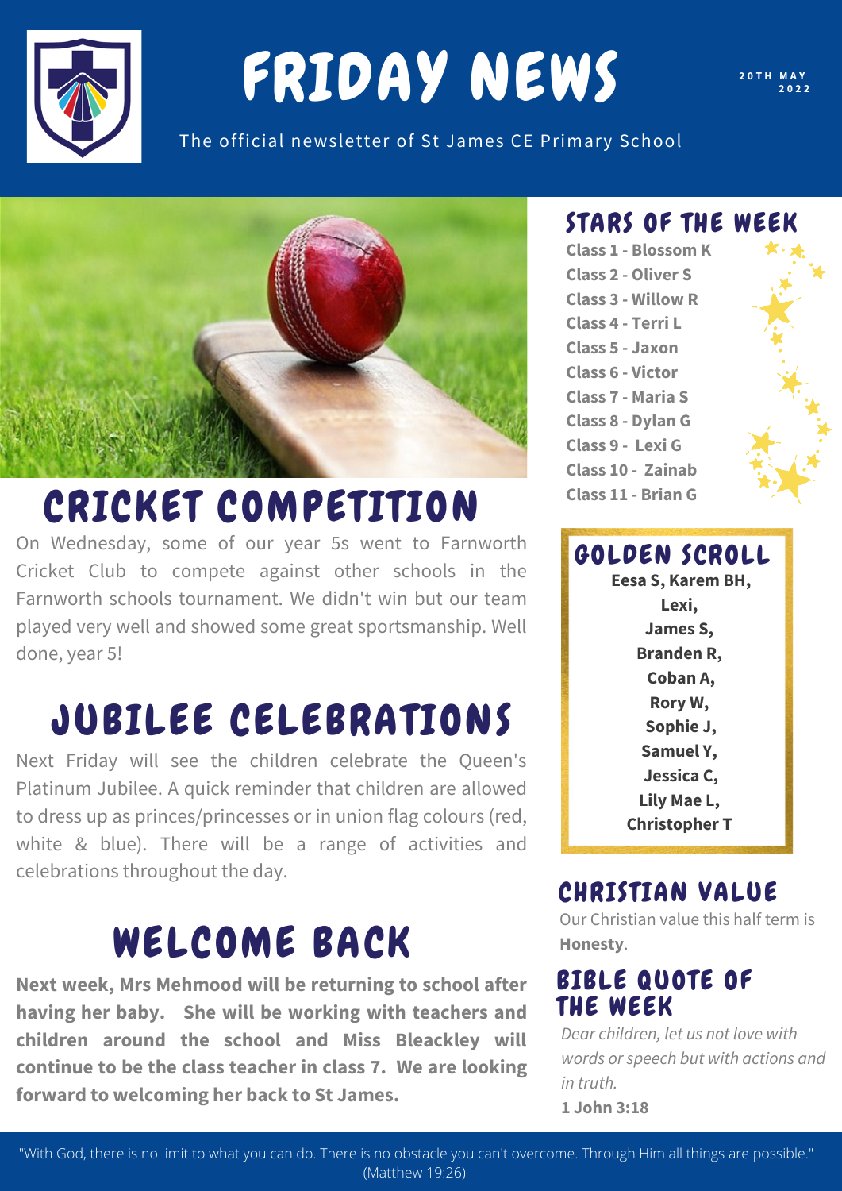# FRIDAY NEWS

20TH MAY 2022

The official newsletter of St James CE Primary School

## CRICKET COMPETITION

On Wednesday, some of our year 5s went to Farnworth Cricket Club to compete against other schools in the Farnworth schools tournament. We didn't win but our team played very well and showed some great sportsmanship. Well done, year 5!

## JUBILEE CELEBRATIONS

Next Friday will see the children celebrate the Queen's Platinum Jubilee. A quick reminder that children are allowed to dress up as princes/princesses or in union flag colours (red, white & blue). There will be a range of activities and celebrations throughout the day.

## WELCOME BACK

**Next week, Mrs Mehmood will be returning to school after having her baby. She will be working with teachers and children around the school and Miss Bleackley will continue to be the class teacher in class 7. We are looking forward to welcoming her back to St James.**

## STARS OF THE WEEK

**Class 1 - Blossom K**
**Class 2 - Oliver S**
**Class 3 - Willow R**
**Class 4 - Terri L**
**Class 5 - Jaxon**
**Class 6 - Victor**
**Class 7 - Maria S**
**Class 8 - Dylan G**
**Class 9 - Lexi G**
**Class 10 - Zainab**
**Class 11 - Brian G**

## GOLDEN SCROLL

**Eesa S, Karem BH, Lexi, James S, Branden R, Coban A, Rory W, Sophie J, Samuel Y, Jessica C, Lily Mae L, Christopher T**

## CHRISTIAN VALUE

Our Christian value this half term is **Honesty**.

## BIBLE QUOTE OF THE WEEK

*Dear children, let us not love with words or speech but with actions and in truth.*

**1 John 3:18**

"With God, there is no limit to what you can do. There is no obstacle you can't overcome. Through Him all things are possible." (Matthew 19:26)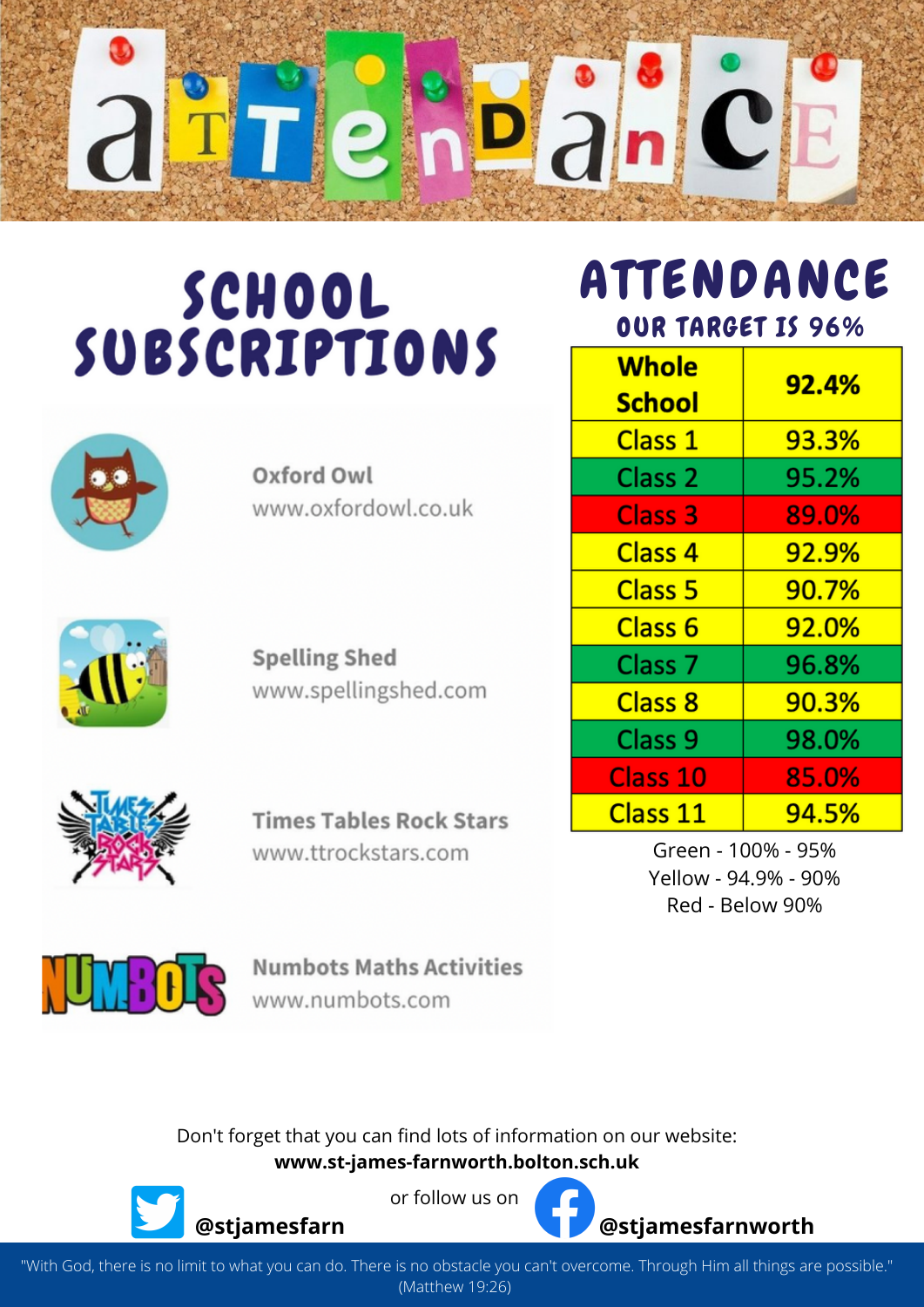# aTTEnDance

## SCHOOL SUBSCRIPTIONS

**Oxford Owl**
www.oxfordowl.co.uk

**Spelling Shed**
www.spellingshed.com

**Times Tables Rock Stars**
www.ttrockstars.com

**Numbots Maths Activities**
www.numbots.com

## ATTENDANCE

### OUR TARGET IS 96%

| | |
|---|---|
| **Whole School** | **92.4%** |
| Class 1 | 93.3% |
| Class 2 | 95.2% |
| Class 3 | 89.0% |
| Class 4 | 92.9% |
| Class 5 | 90.7% |
| Class 6 | 92.0% |
| Class 7 | 96.8% |
| Class 8 | 90.3% |
| Class 9 | 98.0% |
| Class 10 | 85.0% |
| Class 11 | 94.5% |

Green - 100% - 95%
Yellow - 94.9% - 90%
Red - Below 90%

Don't forget that you can find lots of information on our website:
**www.st-james-farnworth.bolton.sch.uk**

**@stjamesfarn** or follow us on **@stjamesfarnworth**

"With God, there is no limit to what you can do. There is no obstacle you can't overcome. Through Him all things are possible." (Matthew 19:26)